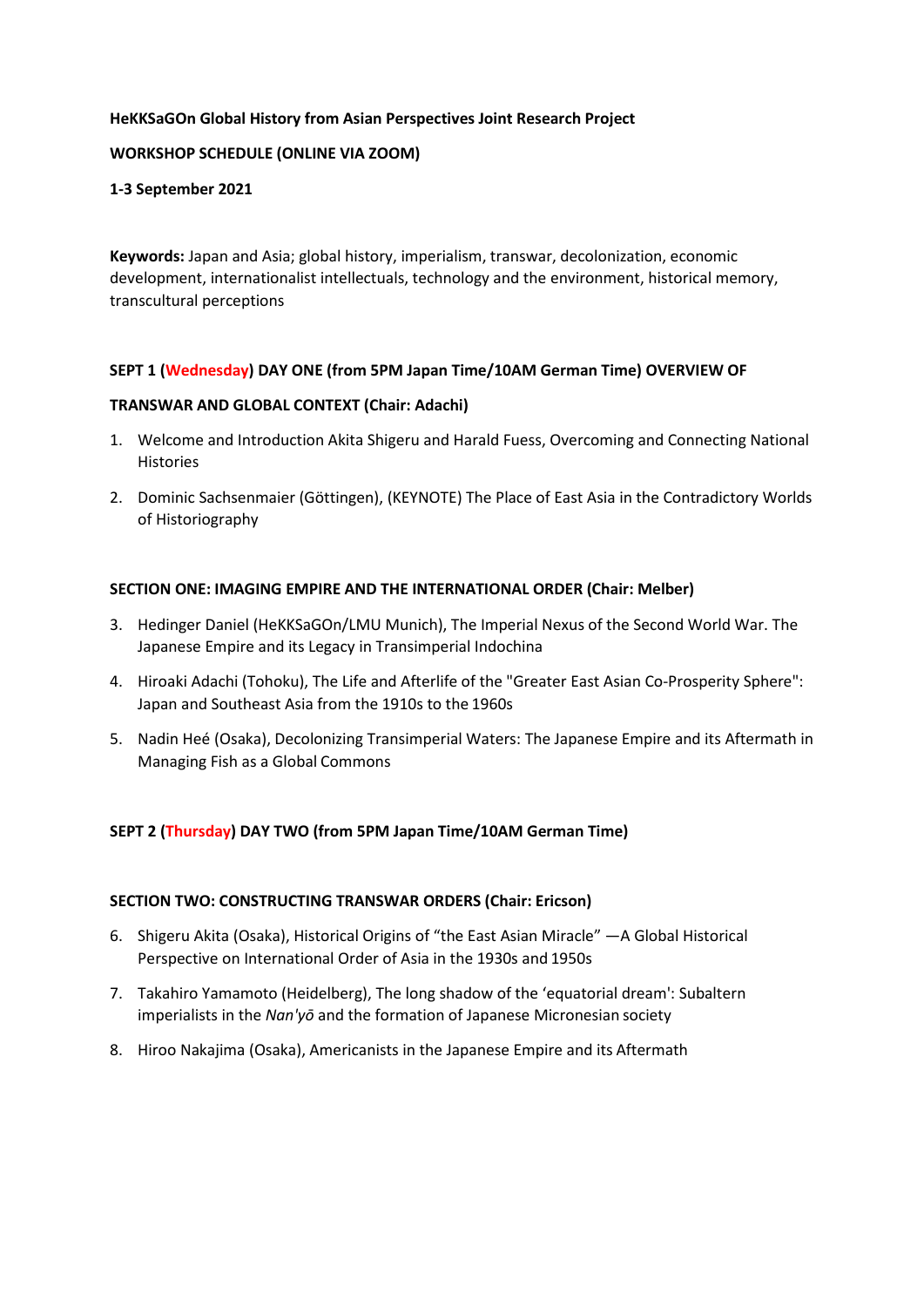**HeKKSaGOn Global History from Asian Perspectives Joint Research Project**

**WORKSHOP SCHEDULE (ONLINE VIA ZOOM)**

**1-3 September 2021**

**Keywords:** Japan and Asia; global history, imperialism, transwar, decolonization, economic development, internationalist intellectuals, technology and the environment, historical memory, transcultural perceptions

**SEPT 1 (Wednesday) DAY ONE (from 5PM Japan Time/10AM German Time) OVERVIEW OF TRANSWAR AND GLOBAL CONTEXT (Chair: Adachi)**

1. Welcome and Introduction Akita Shigeru and Harald Fuess, Overcoming and Connecting National Histories
2. Dominic Sachsenmaier (Göttingen), (KEYNOTE) The Place of East Asia in the Contradictory Worlds of Historiography

**SECTION ONE: IMAGING EMPIRE AND THE INTERNATIONAL ORDER (Chair: Melber)**

3. Hedinger Daniel (HeKKSaGOn/LMU Munich), The Imperial Nexus of the Second World War. The Japanese Empire and its Legacy in Transimperial Indochina
4. Hiroaki Adachi (Tohoku), The Life and Afterlife of the "Greater East Asian Co-Prosperity Sphere": Japan and Southeast Asia from the 1910s to the 1960s
5. Nadin Heé (Osaka), Decolonizing Transimperial Waters: The Japanese Empire and its Aftermath in Managing Fish as a Global Commons

**SEPT 2 (Thursday) DAY TWO (from 5PM Japan Time/10AM German Time)**

**SECTION TWO: CONSTRUCTING TRANSWAR ORDERS (Chair: Ericson)**

6. Shigeru Akita (Osaka), Historical Origins of "the East Asian Miracle" —A Global Historical Perspective on International Order of Asia in the 1930s and 1950s
7. Takahiro Yamamoto (Heidelberg), The long shadow of the 'equatorial dream': Subaltern imperialists in the *Nan'yō* and the formation of Japanese Micronesian society
8. Hiroo Nakajima (Osaka), Americanists in the Japanese Empire and its Aftermath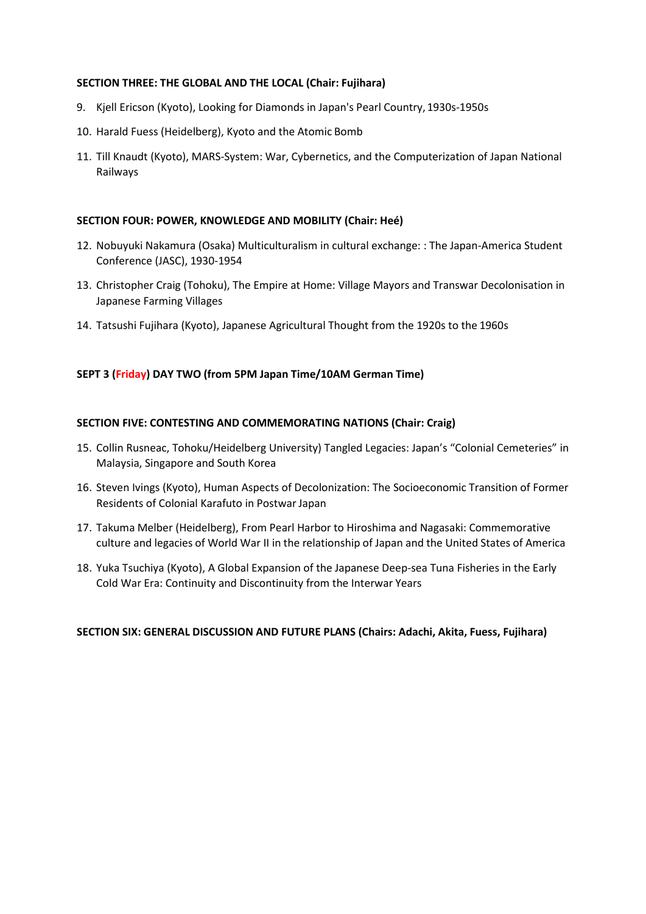**SECTION THREE: THE GLOBAL AND THE LOCAL (Chair: Fujihara)**

9. Kjell Ericson (Kyoto), Looking for Diamonds in Japan's Pearl Country, 1930s-1950s
10. Harald Fuess (Heidelberg), Kyoto and the Atomic Bomb
11. Till Knaudt (Kyoto), MARS-System: War, Cybernetics, and the Computerization of Japan National Railways

**SECTION FOUR: POWER, KNOWLEDGE AND MOBILITY (Chair: Heé)**

12. Nobuyuki Nakamura (Osaka) Multiculturalism in cultural exchange: : The Japan-America Student Conference (JASC), 1930-1954
13. Christopher Craig (Tohoku), The Empire at Home: Village Mayors and Transwar Decolonisation in Japanese Farming Villages
14. Tatsushi Fujihara (Kyoto), Japanese Agricultural Thought from the 1920s to the 1960s

**SEPT 3 (Friday) DAY TWO (from 5PM Japan Time/10AM German Time)**

**SECTION FIVE: CONTESTING AND COMMEMORATING NATIONS (Chair: Craig)**

15. Collin Rusneac, Tohoku/Heidelberg University) Tangled Legacies: Japan's "Colonial Cemeteries" in Malaysia, Singapore and South Korea
16. Steven Ivings (Kyoto), Human Aspects of Decolonization: The Socioeconomic Transition of Former Residents of Colonial Karafuto in Postwar Japan
17. Takuma Melber (Heidelberg), From Pearl Harbor to Hiroshima and Nagasaki: Commemorative culture and legacies of World War II in the relationship of Japan and the United States of America
18. Yuka Tsuchiya (Kyoto), A Global Expansion of the Japanese Deep-sea Tuna Fisheries in the Early Cold War Era: Continuity and Discontinuity from the Interwar Years

**SECTION SIX: GENERAL DISCUSSION AND FUTURE PLANS (Chairs: Adachi, Akita, Fuess, Fujihara)**